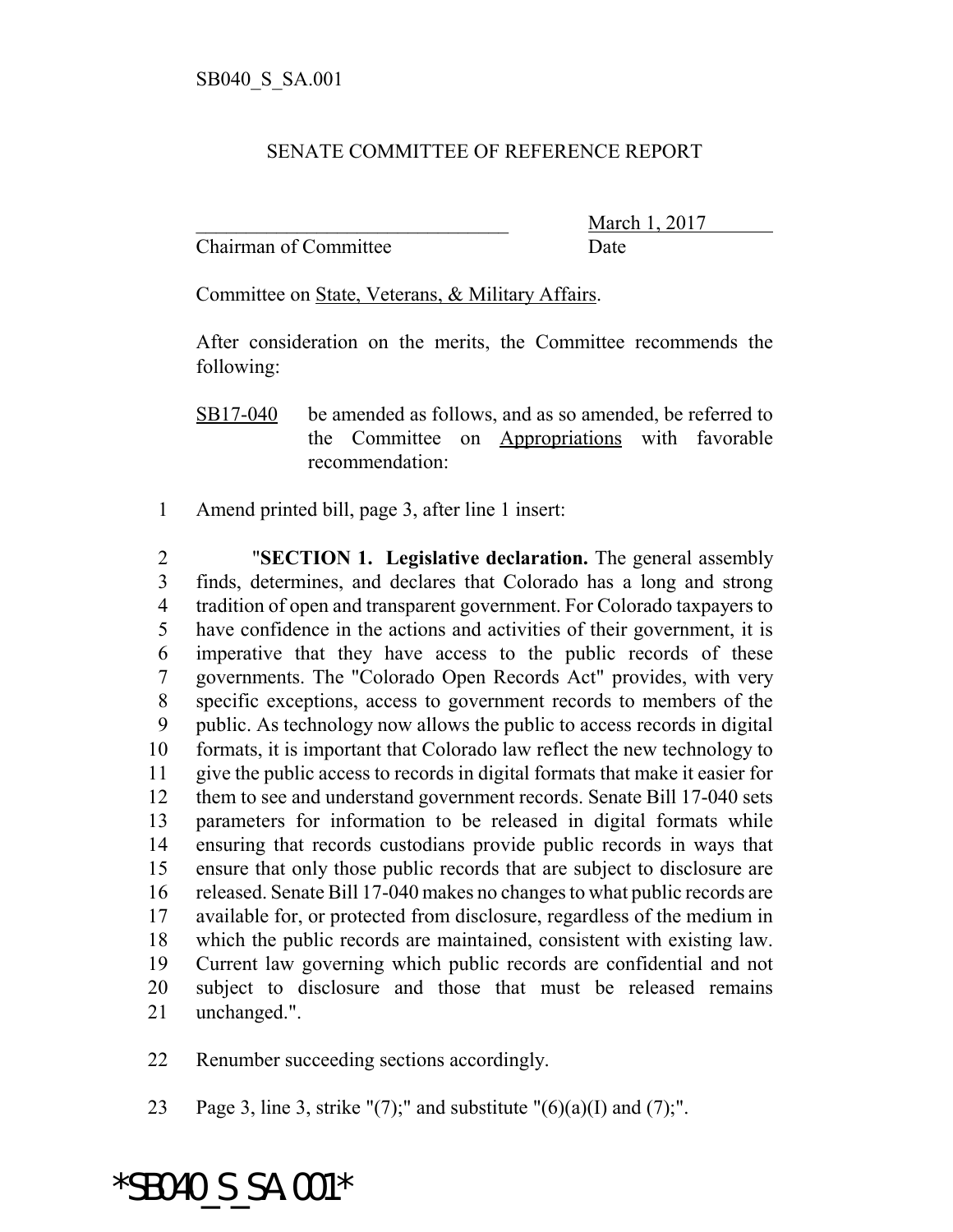SB040_S_SA.001

SENATE COMMITTEE OF REFERENCE REPORT

________________________________ March 1, 2017
Chairman of Committee Date

Committee on State, Veterans, & Military Affairs.

After consideration on the merits, the Committee recommends the following:

SB17-040 be amended as follows, and as so amended, be referred to the Committee on Appropriations with favorable recommendation:

1 Amend printed bill, page 3, after line 1 insert:

2 "**SECTION 1. Legislative declaration.** The general assembly
3 finds, determines, and declares that Colorado has a long and strong
4 tradition of open and transparent government. For Colorado taxpayers to
5 have confidence in the actions and activities of their government, it is
6 imperative that they have access to the public records of these
7 governments. The "Colorado Open Records Act" provides, with very
8 specific exceptions, access to government records to members of the
9 public. As technology now allows the public to access records in digital
10 formats, it is important that Colorado law reflect the new technology to
11 give the public access to records in digital formats that make it easier for
12 them to see and understand government records. Senate Bill 17-040 sets
13 parameters for information to be released in digital formats while
14 ensuring that records custodians provide public records in ways that
15 ensure that only those public records that are subject to disclosure are
16 released. Senate Bill 17-040 makes no changes to what public records are
17 available for, or protected from disclosure, regardless of the medium in
18 which the public records are maintained, consistent with existing law.
19 Current law governing which public records are confidential and not
20 subject to disclosure and those that must be released remains
21 unchanged.".

22 Renumber succeeding sections accordingly.

23 Page 3, line 3, strike "(7);" and substitute "(6)(a)(I) and (7);".

*SB040_S_SA.001*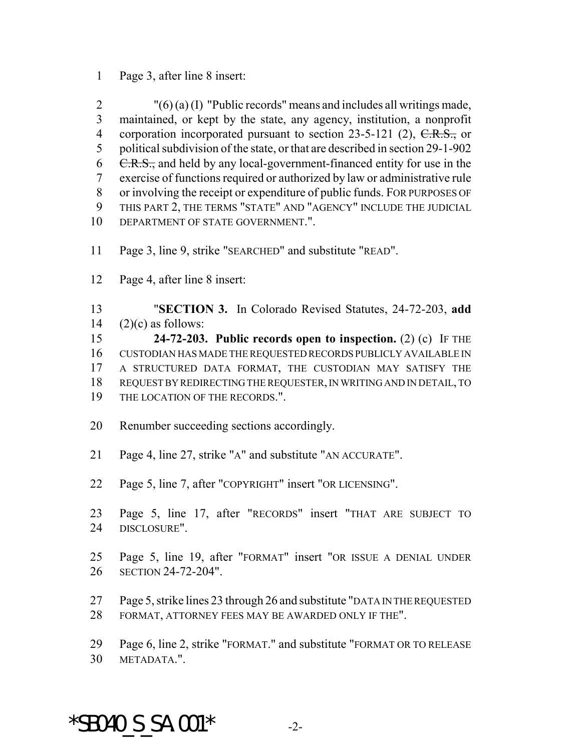Page 3, after line 8 insert:

"(6) (a) (I) "Public records" means and includes all writings made, maintained, or kept by the state, any agency, institution, a nonprofit corporation incorporated pursuant to section 23-5-121 (2), ~~C.R.S.,~~ or political subdivision of the state, or that are described in section 29-1-902 ~~C.R.S.,~~ and held by any local-government-financed entity for use in the exercise of functions required or authorized by law or administrative rule or involving the receipt or expenditure of public funds. FOR PURPOSES OF THIS PART 2, THE TERMS "STATE" AND "AGENCY" INCLUDE THE JUDICIAL DEPARTMENT OF STATE GOVERNMENT.".

Page 3, line 9, strike "SEARCHED" and substitute "READ".

Page 4, after line 8 insert:

"**SECTION 3.** In Colorado Revised Statutes, 24-72-203, **add** (2)(c) as follows:

**24-72-203. Public records open to inspection.** (2) (c) IF THE CUSTODIAN HAS MADE THE REQUESTED RECORDS PUBLICLY AVAILABLE IN A STRUCTURED DATA FORMAT, THE CUSTODIAN MAY SATISFY THE REQUEST BY REDIRECTING THE REQUESTER, IN WRITING AND IN DETAIL, TO THE LOCATION OF THE RECORDS.".

Renumber succeeding sections accordingly.

Page 4, line 27, strike "A" and substitute "AN ACCURATE".

Page 5, line 7, after "COPYRIGHT" insert "OR LICENSING".

Page 5, line 17, after "RECORDS" insert "THAT ARE SUBJECT TO DISCLOSURE".

Page 5, line 19, after "FORMAT" insert "OR ISSUE A DENIAL UNDER SECTION 24-72-204".

Page 5, strike lines 23 through 26 and substitute "DATA IN THE REQUESTED FORMAT, ATTORNEY FEES MAY BE AWARDED ONLY IF THE".

Page 6, line 2, strike "FORMAT." and substitute "FORMAT OR TO RELEASE METADATA.".

*SB040_S_SA.001*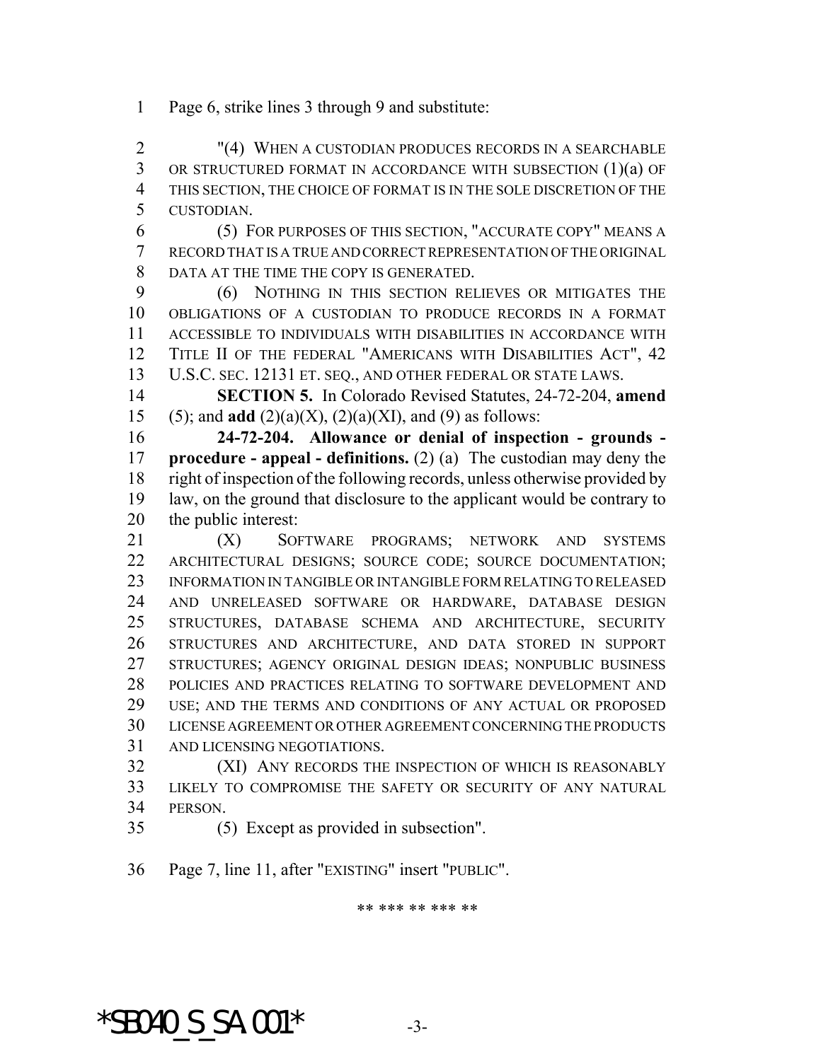Page 6, strike lines 3 through 9 and substitute:

"(4) WHEN A CUSTODIAN PRODUCES RECORDS IN A SEARCHABLE OR STRUCTURED FORMAT IN ACCORDANCE WITH SUBSECTION (1)(a) OF THIS SECTION, THE CHOICE OF FORMAT IS IN THE SOLE DISCRETION OF THE CUSTODIAN.

(5) FOR PURPOSES OF THIS SECTION, "ACCURATE COPY" MEANS A RECORD THAT IS A TRUE AND CORRECT REPRESENTATION OF THE ORIGINAL DATA AT THE TIME THE COPY IS GENERATED.

(6) NOTHING IN THIS SECTION RELIEVES OR MITIGATES THE OBLIGATIONS OF A CUSTODIAN TO PRODUCE RECORDS IN A FORMAT ACCESSIBLE TO INDIVIDUALS WITH DISABILITIES IN ACCORDANCE WITH TITLE II OF THE FEDERAL "AMERICANS WITH DISABILITIES ACT", 42 U.S.C. SEC. 12131 ET. SEQ., AND OTHER FEDERAL OR STATE LAWS.

**SECTION 5.** In Colorado Revised Statutes, 24-72-204, **amend** (5); and **add** (2)(a)(X), (2)(a)(XI), and (9) as follows:

**24-72-204. Allowance or denial of inspection - grounds - procedure - appeal - definitions.** (2) (a) The custodian may deny the right of inspection of the following records, unless otherwise provided by law, on the ground that disclosure to the applicant would be contrary to the public interest:

(X) SOFTWARE PROGRAMS; NETWORK AND SYSTEMS ARCHITECTURAL DESIGNS; SOURCE CODE; SOURCE DOCUMENTATION; INFORMATION IN TANGIBLE OR INTANGIBLE FORM RELATING TO RELEASED AND UNRELEASED SOFTWARE OR HARDWARE, DATABASE DESIGN STRUCTURES, DATABASE SCHEMA AND ARCHITECTURE, SECURITY STRUCTURES AND ARCHITECTURE, AND DATA STORED IN SUPPORT STRUCTURES; AGENCY ORIGINAL DESIGN IDEAS; NONPUBLIC BUSINESS POLICIES AND PRACTICES RELATING TO SOFTWARE DEVELOPMENT AND USE; AND THE TERMS AND CONDITIONS OF ANY ACTUAL OR PROPOSED LICENSE AGREEMENT OR OTHER AGREEMENT CONCERNING THE PRODUCTS AND LICENSING NEGOTIATIONS.

(XI) ANY RECORDS THE INSPECTION OF WHICH IS REASONABLY LIKELY TO COMPROMISE THE SAFETY OR SECURITY OF ANY NATURAL PERSON.

(5) Except as provided in subsection".

Page 7, line 11, after "EXISTING" insert "PUBLIC".

** *** ** *** **

*SB040_S_SA001*